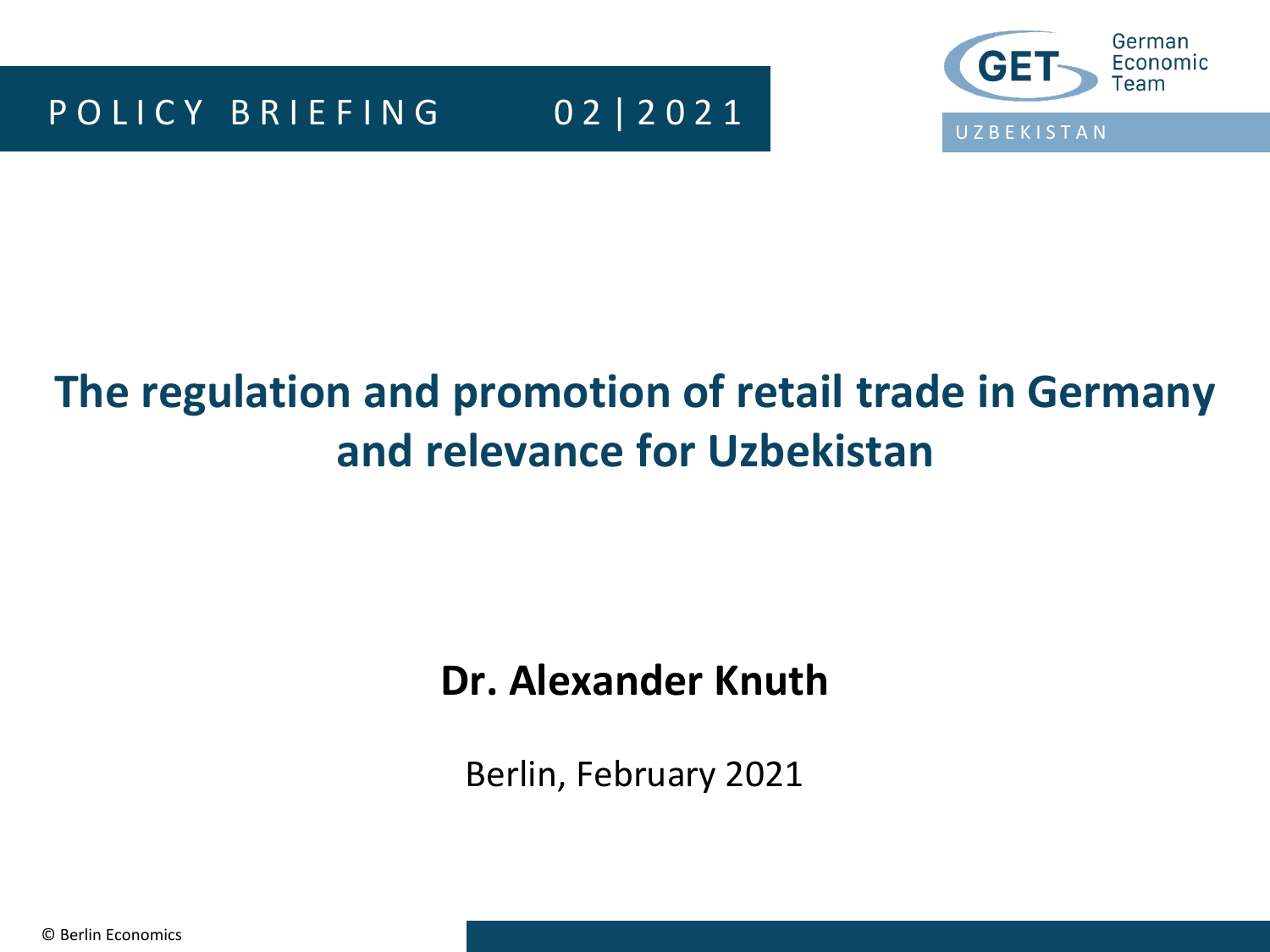POLICY BRIEFING 02 | 2021

German Economic Team

UZBEKISTAN

# The regulation and promotion of retail trade in Germany and relevance for Uzbekistan

**Dr. Alexander Knuth**

Berlin, February 2021

© Berlin Economics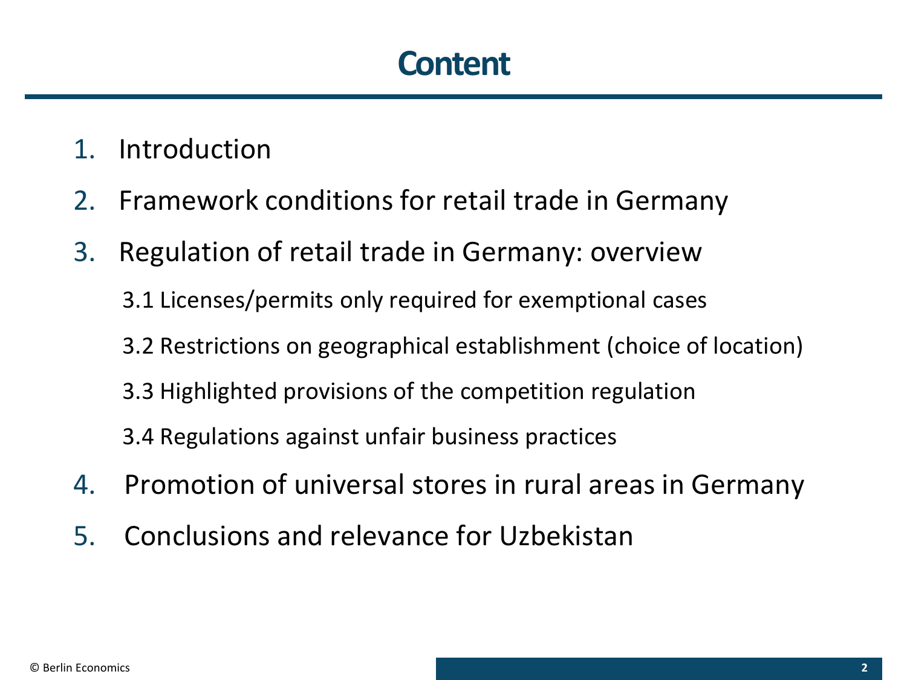# Content

1. Introduction
2. Framework conditions for retail trade in Germany
3. Regulation of retail trade in Germany: overview
   - 3.1 Licenses/permits only required for exemptional cases
   - 3.2 Restrictions on geographical establishment (choice of location)
   - 3.3 Highlighted provisions of the competition regulation
   - 3.4 Regulations against unfair business practices
4. Promotion of universal stores in rural areas in Germany
5. Conclusions and relevance for Uzbekistan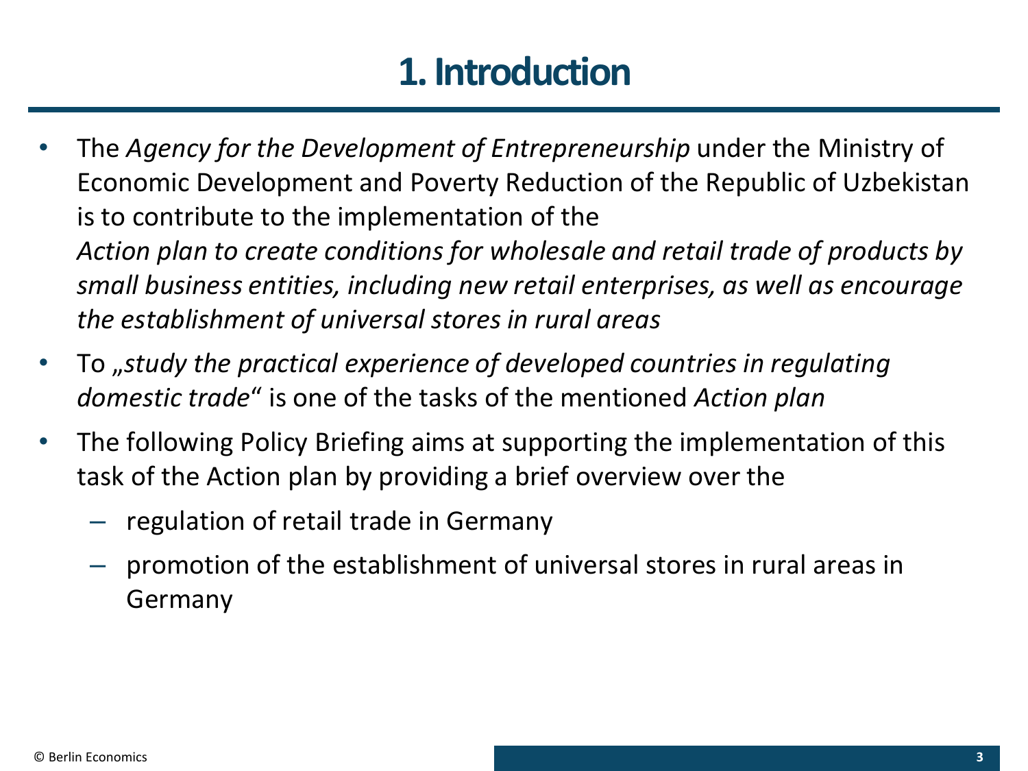# 1. Introduction

- The *Agency for the Development of Entrepreneurship* under the Ministry of Economic Development and Poverty Reduction of the Republic of Uzbekistan is to contribute to the implementation of the *Action plan to create conditions for wholesale and retail trade of products by small business entities, including new retail enterprises, as well as encourage the establishment of universal stores in rural areas*
- To *„study the practical experience of developed countries in regulating domestic trade*" is one of the tasks of the mentioned *Action plan*
- The following Policy Briefing aims at supporting the implementation of this task of the Action plan by providing a brief overview over the
  - regulation of retail trade in Germany
  - promotion of the establishment of universal stores in rural areas in Germany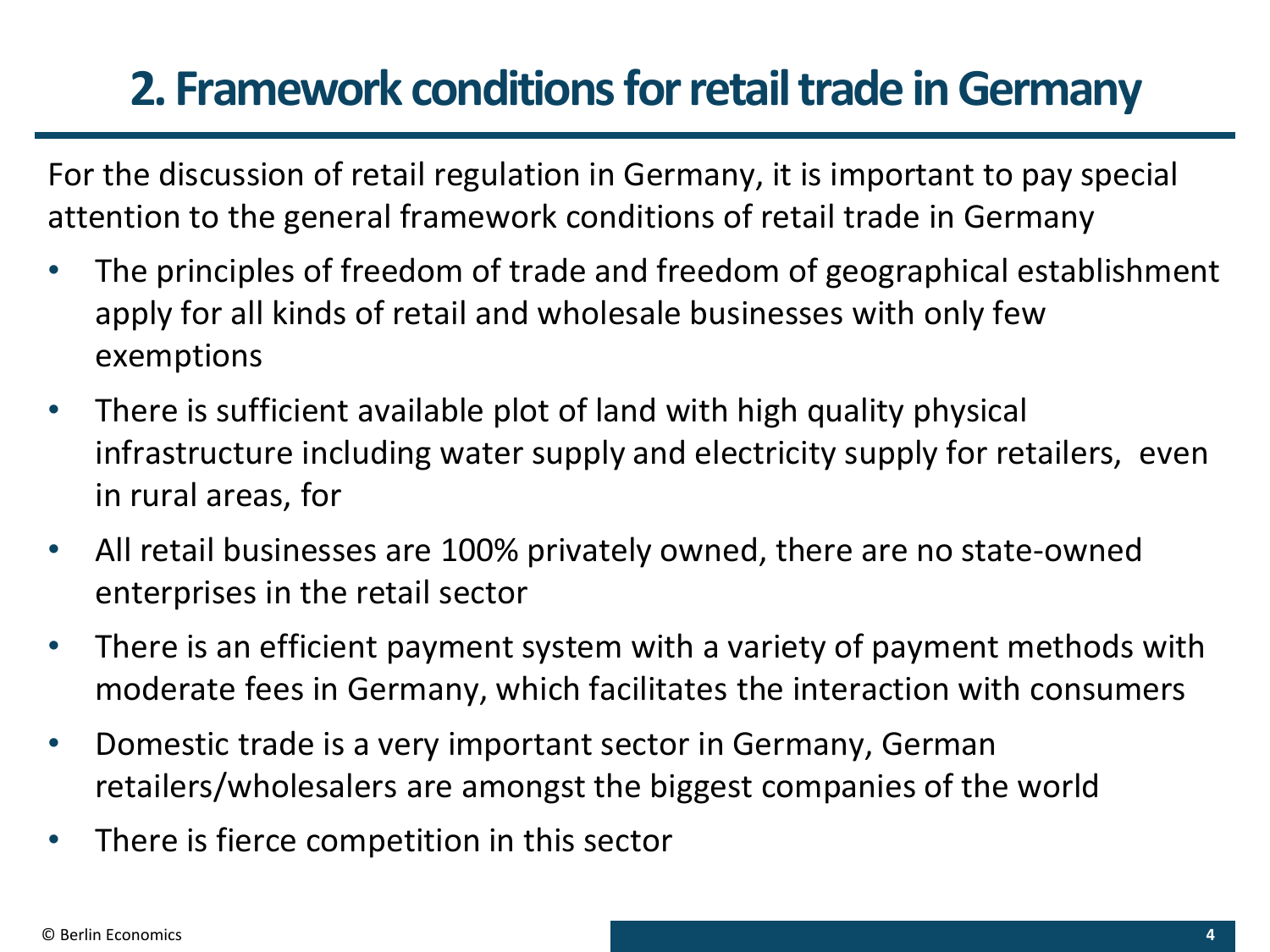# 2. Framework conditions for retail trade in Germany

For the discussion of retail regulation in Germany, it is important to pay special attention to the general framework conditions of retail trade in Germany

- The principles of freedom of trade and freedom of geographical establishment apply for all kinds of retail and wholesale businesses with only few exemptions
- There is sufficient available plot of land with high quality physical infrastructure including water supply and electricity supply for retailers, even in rural areas, for
- All retail businesses are 100% privately owned, there are no state-owned enterprises in the retail sector
- There is an efficient payment system with a variety of payment methods with moderate fees in Germany, which facilitates the interaction with consumers
- Domestic trade is a very important sector in Germany, German retailers/wholesalers are amongst the biggest companies of the world
- There is fierce competition in this sector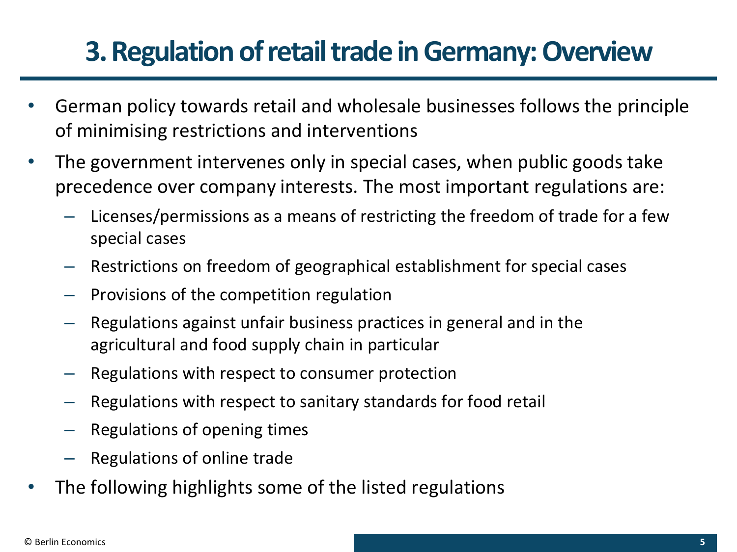# 3. Regulation of retail trade in Germany: Overview

- German policy towards retail and wholesale businesses follows the principle of minimising restrictions and interventions
- The government intervenes only in special cases, when public goods take precedence over company interests. The most important regulations are:
  - Licenses/permissions as a means of restricting the freedom of trade for a few special cases
  - Restrictions on freedom of geographical establishment for special cases
  - Provisions of the competition regulation
  - Regulations against unfair business practices in general and in the agricultural and food supply chain in particular
  - Regulations with respect to consumer protection
  - Regulations with respect to sanitary standards for food retail
  - Regulations of opening times
  - Regulations of online trade
- The following highlights some of the listed regulations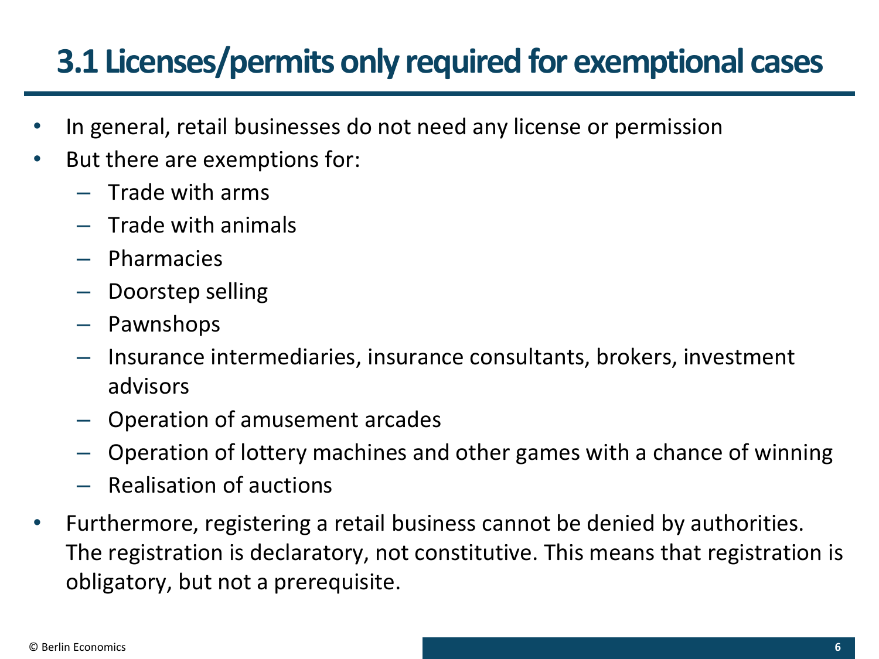# 3.1 Licenses/permits only required for exemptional cases

- In general, retail businesses do not need any license or permission
- But there are exemptions for:
  - Trade with arms
  - Trade with animals
  - Pharmacies
  - Doorstep selling
  - Pawnshops
  - Insurance intermediaries, insurance consultants, brokers, investment advisors
  - Operation of amusement arcades
  - Operation of lottery machines and other games with a chance of winning
  - Realisation of auctions
- Furthermore, registering a retail business cannot be denied by authorities. The registration is declaratory, not constitutive. This means that registration is obligatory, but not a prerequisite.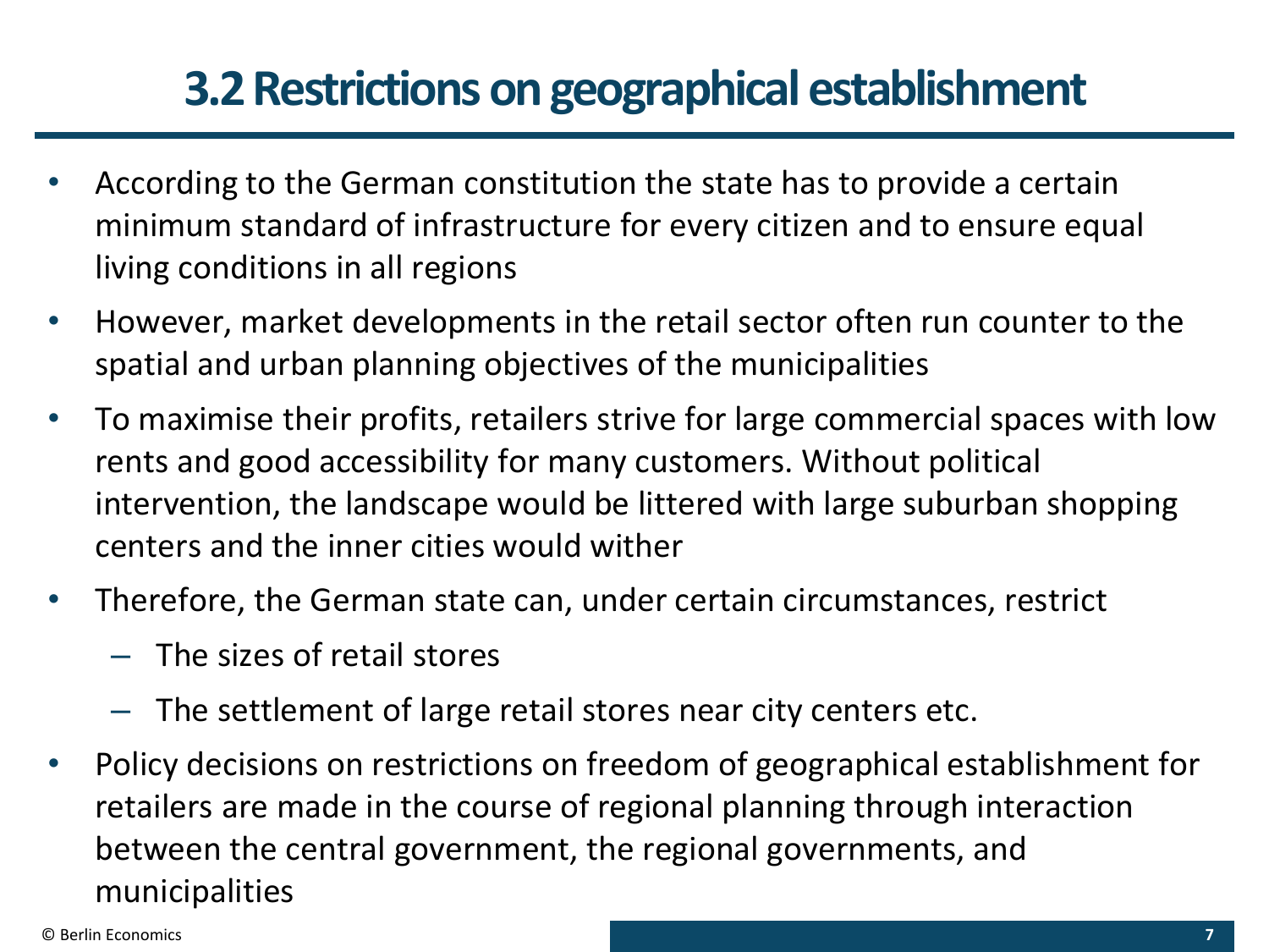# 3.2 Restrictions on geographical establishment

- According to the German constitution the state has to provide a certain minimum standard of infrastructure for every citizen and to ensure equal living conditions in all regions
- However, market developments in the retail sector often run counter to the spatial and urban planning objectives of the municipalities
- To maximise their profits, retailers strive for large commercial spaces with low rents and good accessibility for many customers. Without political intervention, the landscape would be littered with large suburban shopping centers and the inner cities would wither
- Therefore, the German state can, under certain circumstances, restrict
  - The sizes of retail stores
  - The settlement of large retail stores near city centers etc.
- Policy decisions on restrictions on freedom of geographical establishment for retailers are made in the course of regional planning through interaction between the central government, the regional governments, and municipalities

© Berlin Economics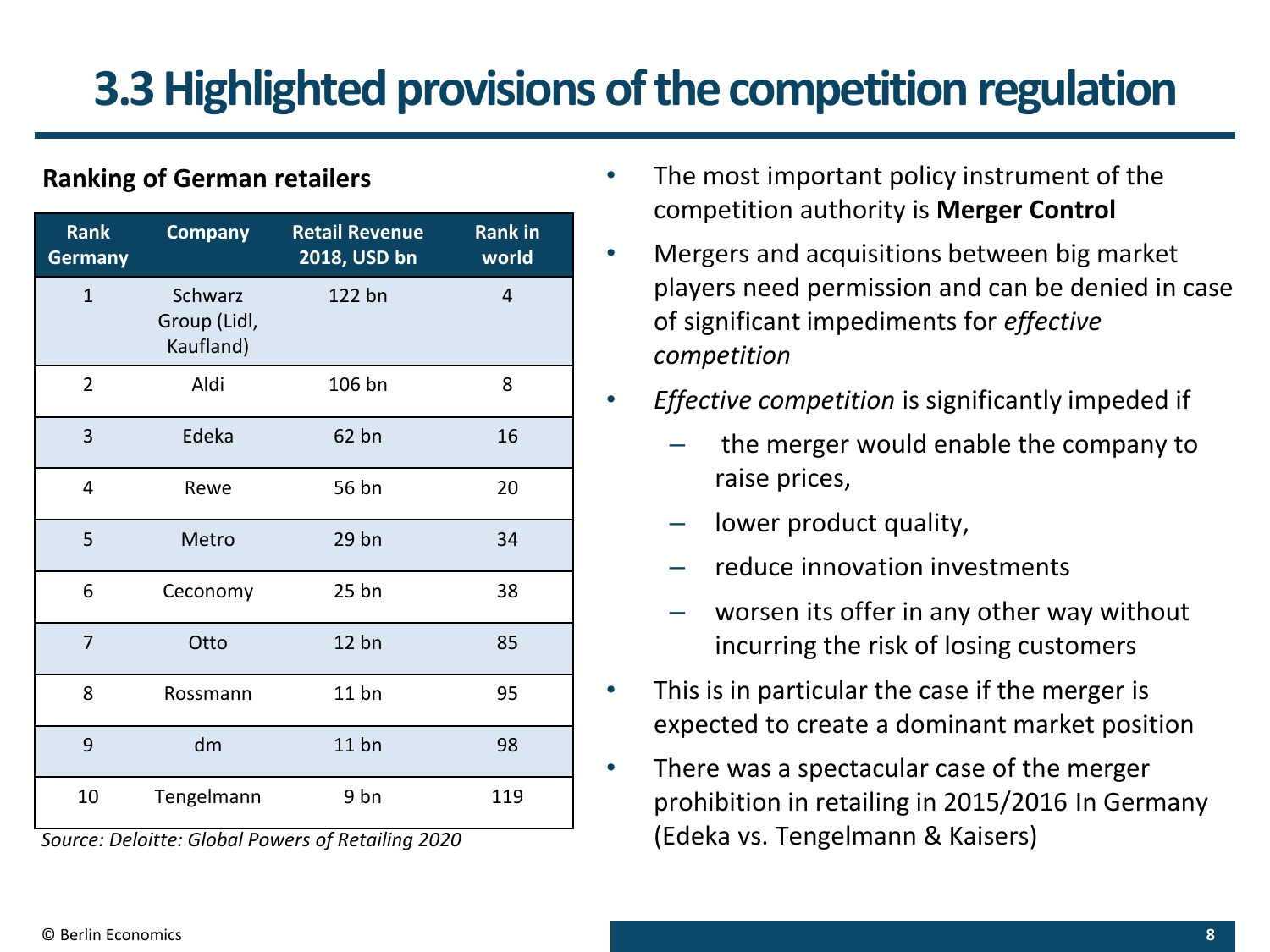# 3.3 Highlighted provisions of the competition regulation

**Ranking of German retailers**

| Rank Germany | Company | Retail Revenue 2018, USD bn | Rank in world |
|---|---|---|---|
| 1 | Schwarz Group (Lidl, Kaufland) | 122 bn | 4 |
| 2 | Aldi | 106 bn | 8 |
| 3 | Edeka | 62 bn | 16 |
| 4 | Rewe | 56 bn | 20 |
| 5 | Metro | 29 bn | 34 |
| 6 | Ceconomy | 25 bn | 38 |
| 7 | Otto | 12 bn | 85 |
| 8 | Rossmann | 11 bn | 95 |
| 9 | dm | 11 bn | 98 |
| 10 | Tengelmann | 9 bn | 119 |

*Source: Deloitte: Global Powers of Retailing 2020*

- The most important policy instrument of the competition authority is **Merger Control**
- Mergers and acquisitions between big market players need permission and can be denied in case of significant impediments for *effective competition*
- *Effective competition* is significantly impeded if
  - the merger would enable the company to raise prices,
  - lower product quality,
  - reduce innovation investments
  - worsen its offer in any other way without incurring the risk of losing customers
- This is in particular the case if the merger is expected to create a dominant market position
- There was a spectacular case of the merger prohibition in retailing in 2015/2016 In Germany (Edeka vs. Tengelmann & Kaisers)

© Berlin Economics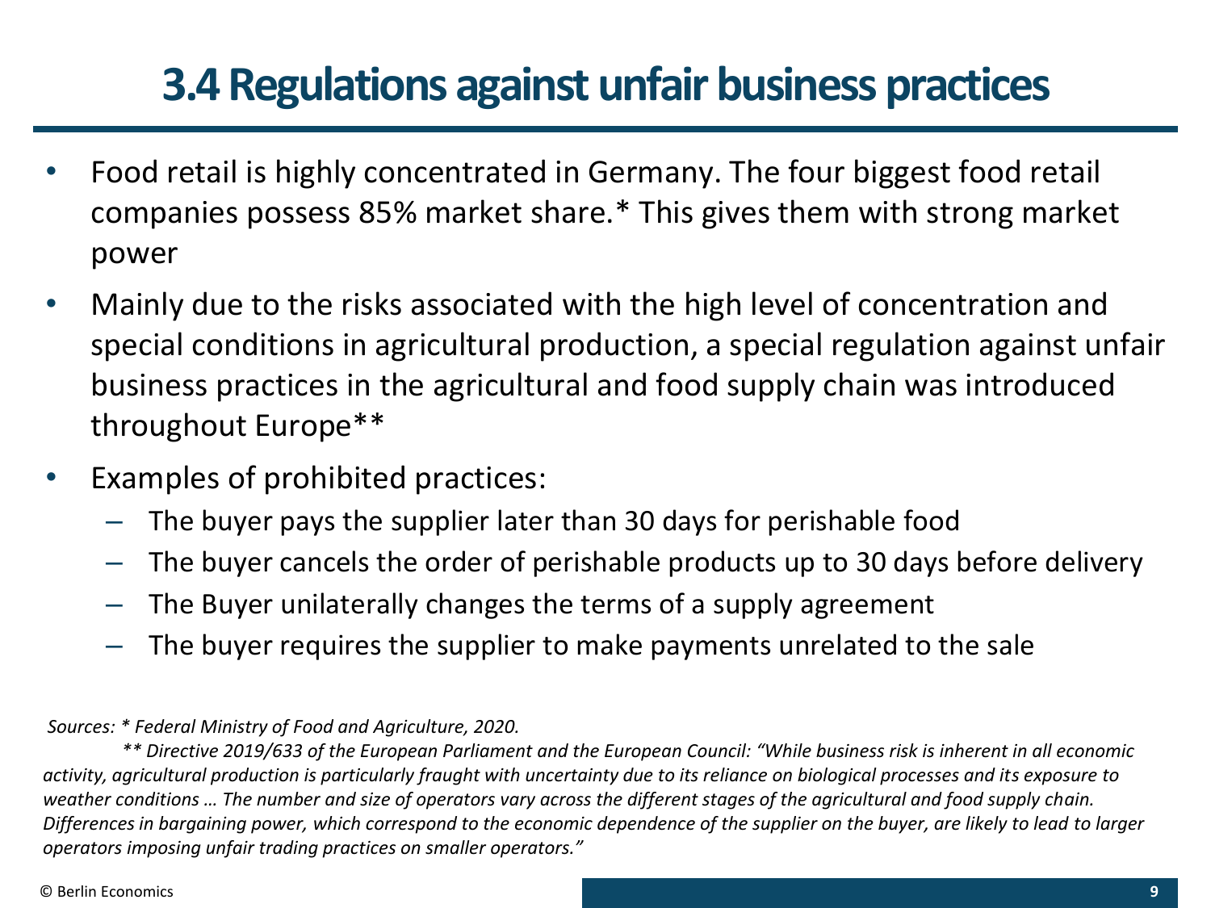# 3.4 Regulations against unfair business practices

- Food retail is highly concentrated in Germany. The four biggest food retail companies possess 85% market share.* This gives them with strong market power
- Mainly due to the risks associated with the high level of concentration and special conditions in agricultural production, a special regulation against unfair business practices in the agricultural and food supply chain was introduced throughout Europe**
- Examples of prohibited practices:
  - The buyer pays the supplier later than 30 days for perishable food
  - The buyer cancels the order of perishable products up to 30 days before delivery
  - The Buyer unilaterally changes the terms of a supply agreement
  - The buyer requires the supplier to make payments unrelated to the sale

*Sources: * Federal Ministry of Food and Agriculture, 2020.*

*** Directive 2019/633 of the European Parliament and the European Council: "While business risk is inherent in all economic activity, agricultural production is particularly fraught with uncertainty due to its reliance on biological processes and its exposure to weather conditions … The number and size of operators vary across the different stages of the agricultural and food supply chain. Differences in bargaining power, which correspond to the economic dependence of the supplier on the buyer, are likely to lead to larger operators imposing unfair trading practices on smaller operators."*

© Berlin Economics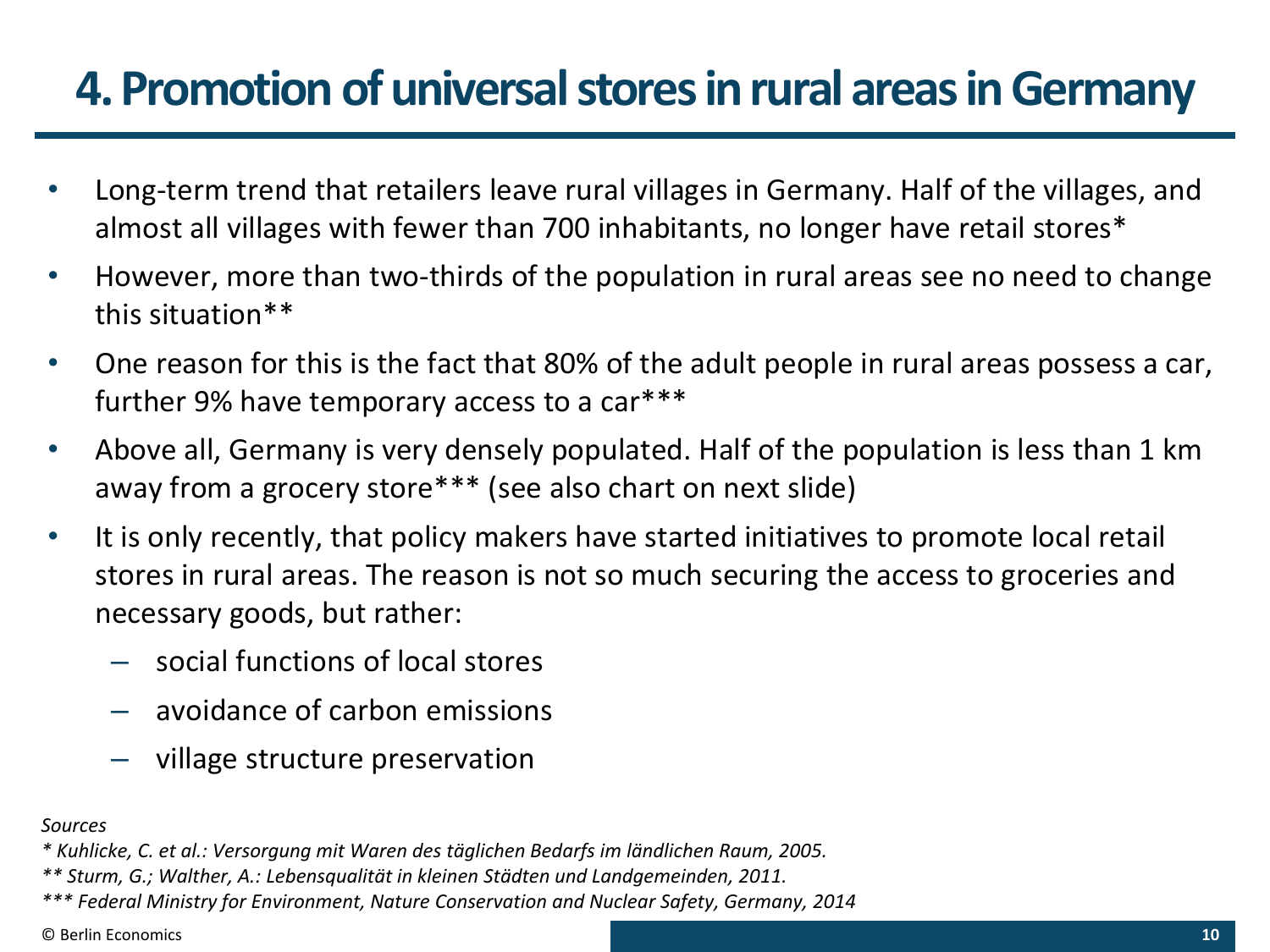# 4. Promotion of universal stores in rural areas in Germany

- Long-term trend that retailers leave rural villages in Germany. Half of the villages, and almost all villages with fewer than 700 inhabitants, no longer have retail stores*
- However, more than two-thirds of the population in rural areas see no need to change this situation**
- One reason for this is the fact that 80% of the adult people in rural areas possess a car, further 9% have temporary access to a car***
- Above all, Germany is very densely populated. Half of the population is less than 1 km away from a grocery store*** (see also chart on next slide)
- It is only recently, that policy makers have started initiatives to promote local retail stores in rural areas. The reason is not so much securing the access to groceries and necessary goods, but rather:
  - social functions of local stores
  - avoidance of carbon emissions
  - village structure preservation

*Sources*

*\* Kuhlicke, C. et al.: Versorgung mit Waren des täglichen Bedarfs im ländlichen Raum, 2005.*

*\*\* Sturm, G.; Walther, A.: Lebensqualität in kleinen Städten und Landgemeinden, 2011.*

*\*\*\* Federal Ministry for Environment, Nature Conservation and Nuclear Safety, Germany, 2014*

© Berlin Economics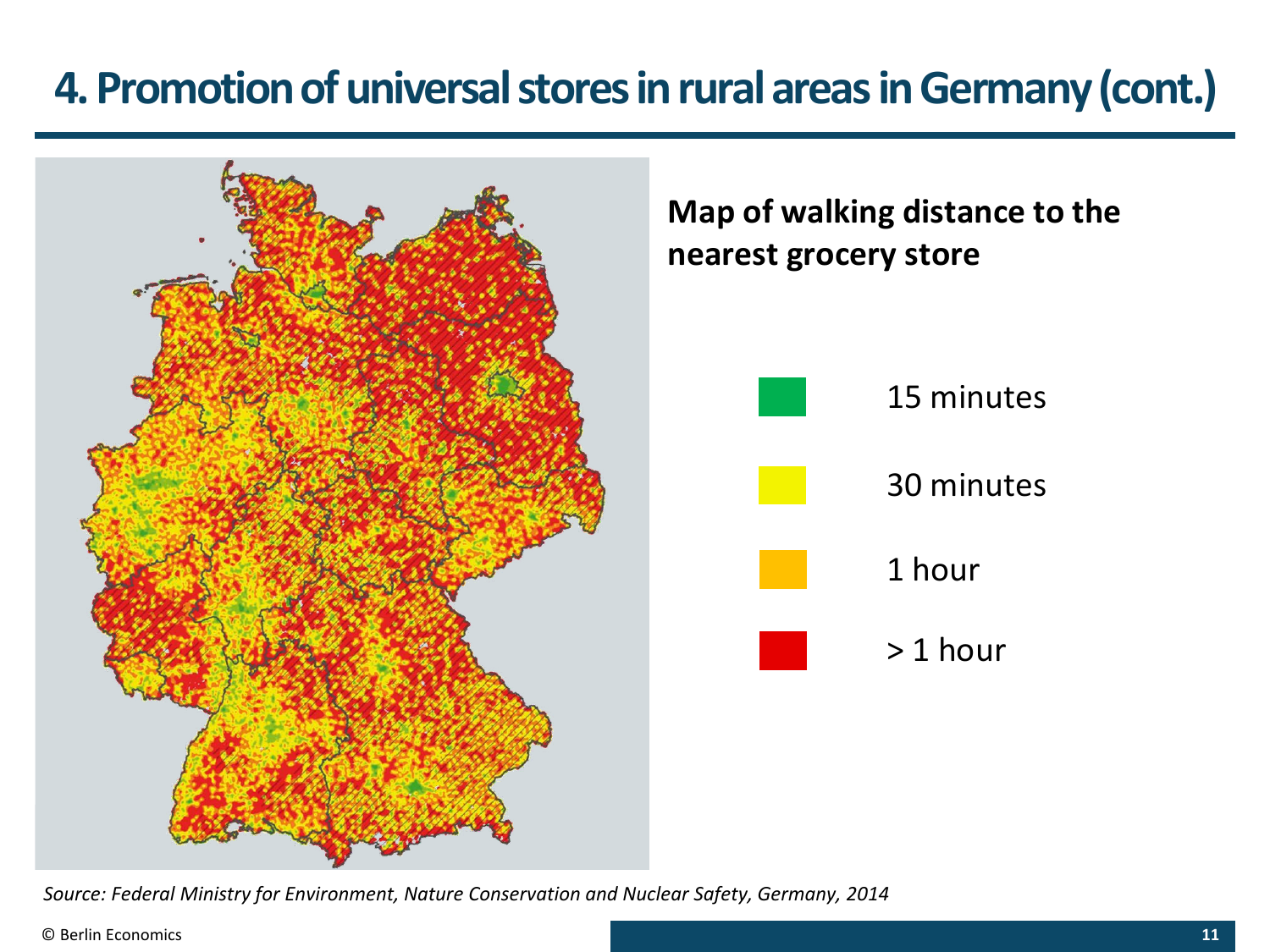# 4. Promotion of universal stores in rural areas in Germany (cont.)

**Map of walking distance to the nearest grocery store**

- 15 minutes
- 30 minutes
- 1 hour
- > 1 hour

*Source: Federal Ministry for Environment, Nature Conservation and Nuclear Safety, Germany, 2014*

© Berlin Economics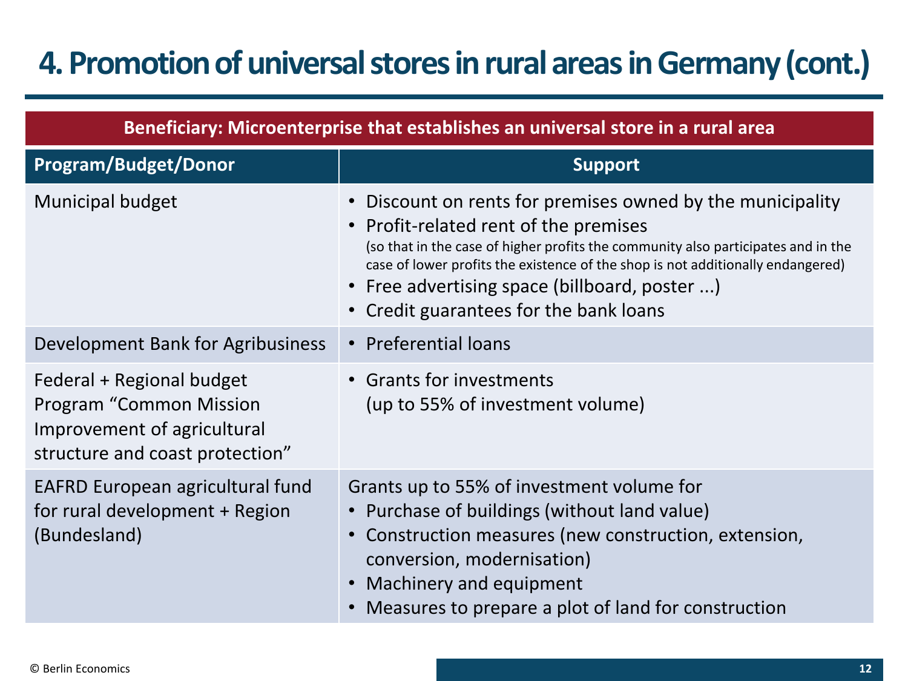# 4. Promotion of universal stores in rural areas in Germany (cont.)

| Beneficiary: Microenterprise that establishes an universal store in a rural area | |
|---|---|
| **Program/Budget/Donor** | **Support** |
| Municipal budget | • Discount on rents for premises owned by the municipality<br>• Profit-related rent of the premises (so that in the case of higher profits the community also participates and in the case of lower profits the existence of the shop is not additionally endangered)<br>• Free advertising space (billboard, poster ...)<br>• Credit guarantees for the bank loans |
| Development Bank for Agribusiness | • Preferential loans |
| Federal + Regional budget Program "Common Mission Improvement of agricultural structure and coast protection" | • Grants for investments (up to 55% of investment volume) |
| EAFRD European agricultural fund for rural development + Region (Bundesland) | Grants up to 55% of investment volume for<br>• Purchase of buildings (without land value)<br>• Construction measures (new construction, extension, conversion, modernisation)<br>• Machinery and equipment<br>• Measures to prepare a plot of land for construction |

© Berlin Economics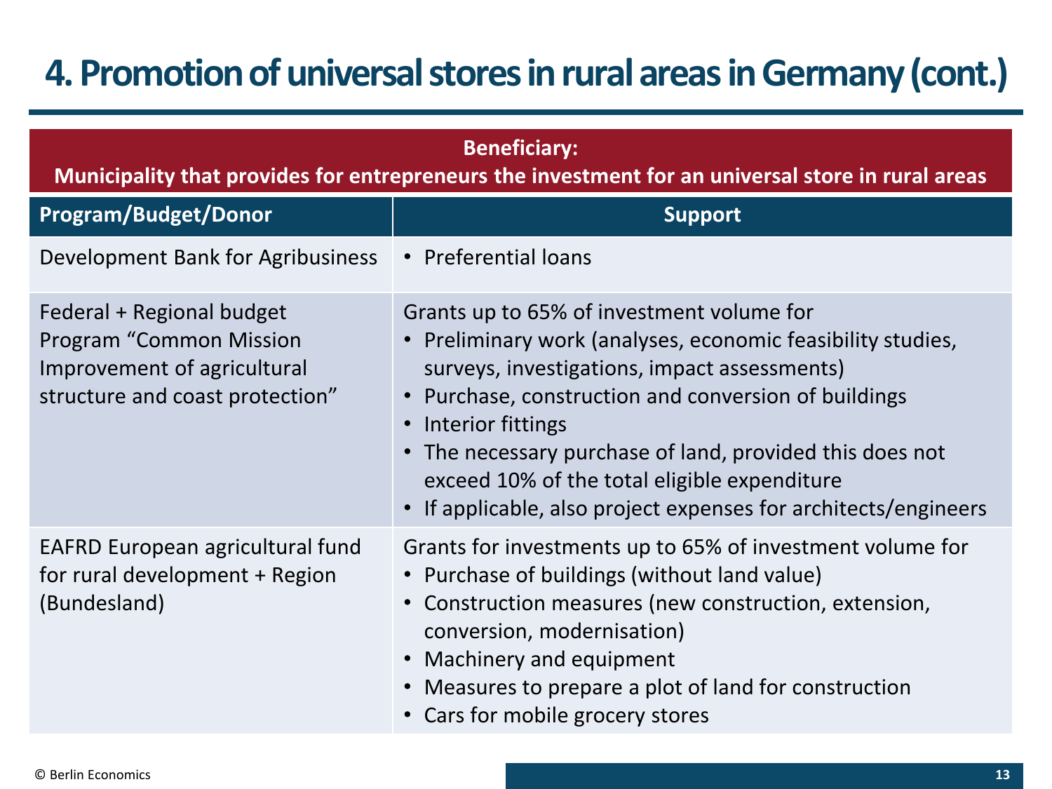# 4. Promotion of universal stores in rural areas in Germany (cont.)

**Beneficiary:**
**Municipality that provides for entrepreneurs the investment for an universal store in rural areas**

| Program/Budget/Donor | Support |
|---|---|
| Development Bank for Agribusiness | • Preferential loans |
| Federal + Regional budget Program "Common Mission Improvement of agricultural structure and coast protection" | Grants up to 65% of investment volume for<br>• Preliminary work (analyses, economic feasibility studies, surveys, investigations, impact assessments)<br>• Purchase, construction and conversion of buildings<br>• Interior fittings<br>• The necessary purchase of land, provided this does not exceed 10% of the total eligible expenditure<br>• If applicable, also project expenses for architects/engineers |
| EAFRD European agricultural fund for rural development + Region (Bundesland) | Grants for investments up to 65% of investment volume for<br>• Purchase of buildings (without land value)<br>• Construction measures (new construction, extension, conversion, modernisation)<br>• Machinery and equipment<br>• Measures to prepare a plot of land for construction<br>• Cars for mobile grocery stores |

© Berlin Economics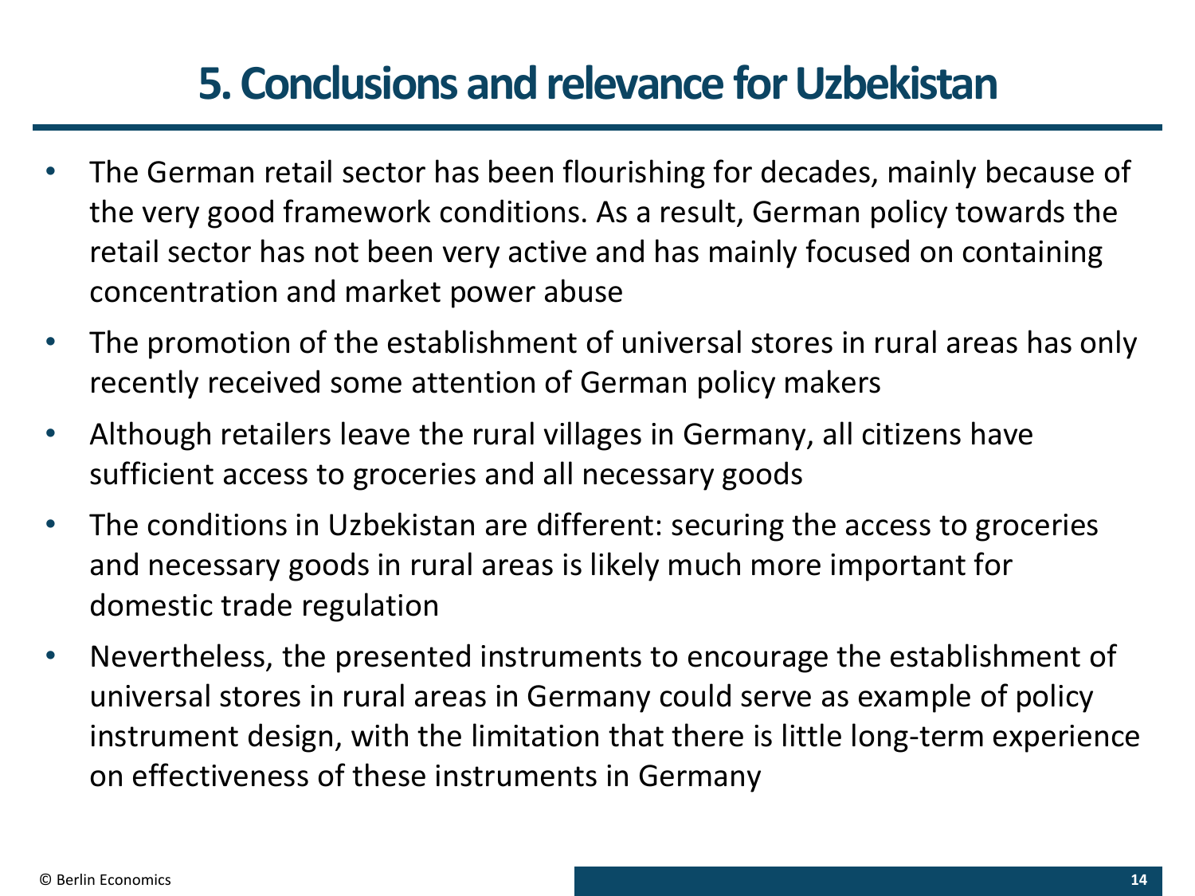# 5. Conclusions and relevance for Uzbekistan

- The German retail sector has been flourishing for decades, mainly because of the very good framework conditions. As a result, German policy towards the retail sector has not been very active and has mainly focused on containing concentration and market power abuse
- The promotion of the establishment of universal stores in rural areas has only recently received some attention of German policy makers
- Although retailers leave the rural villages in Germany, all citizens have sufficient access to groceries and all necessary goods
- The conditions in Uzbekistan are different: securing the access to groceries and necessary goods in rural areas is likely much more important for domestic trade regulation
- Nevertheless, the presented instruments to encourage the establishment of universal stores in rural areas in Germany could serve as example of policy instrument design, with the limitation that there is little long-term experience on effectiveness of these instruments in Germany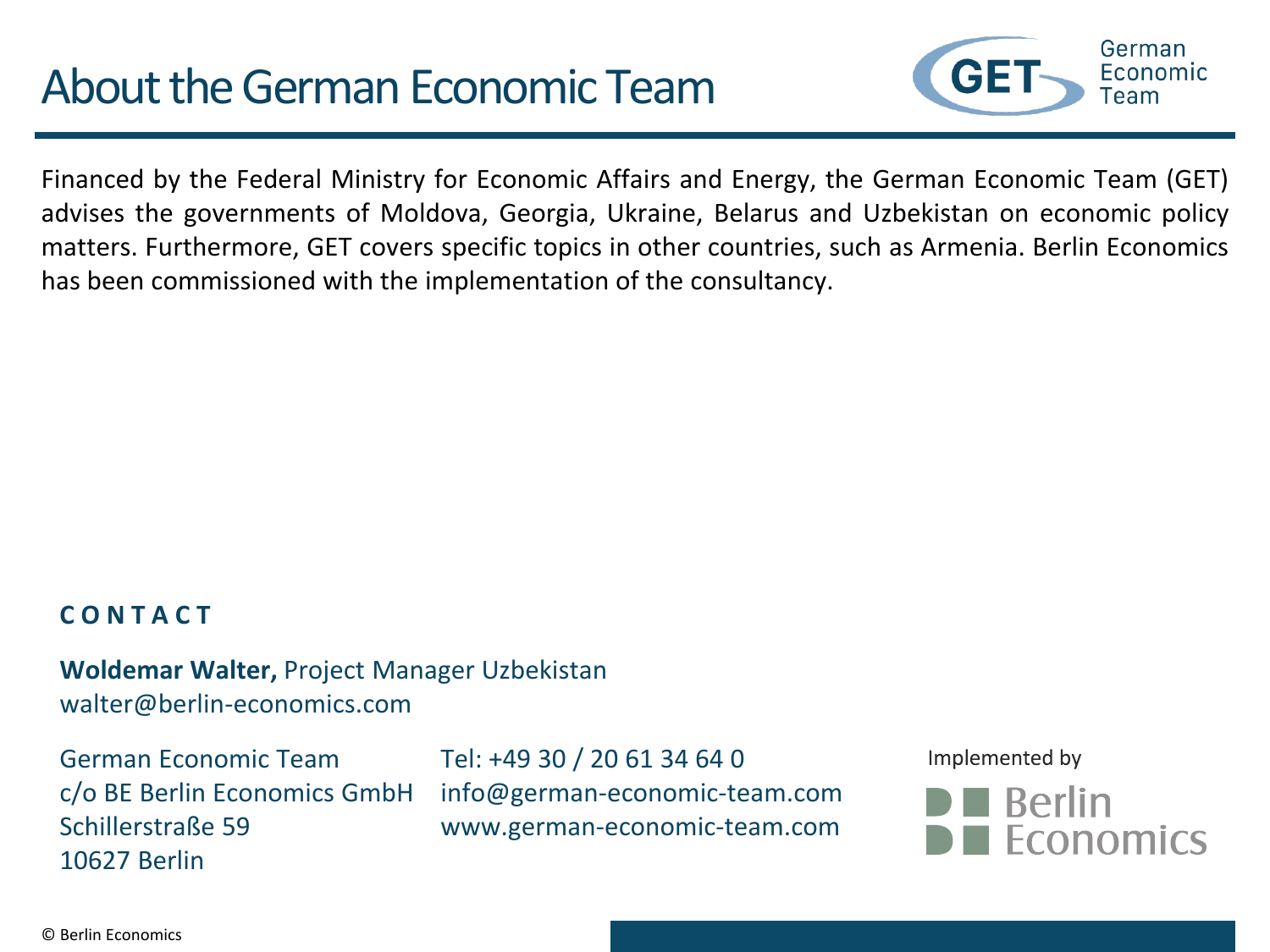# About the German Economic Team

Financed by the Federal Ministry for Economic Affairs and Energy, the German Economic Team (GET) advises the governments of Moldova, Georgia, Ukraine, Belarus and Uzbekistan on economic policy matters. Furthermore, GET covers specific topics in other countries, such as Armenia. Berlin Economics has been commissioned with the implementation of the consultancy.

**CONTACT**

**Woldemar Walter,** Project Manager Uzbekistan
walter@berlin-economics.com

German Economic Team
c/o BE Berlin Economics GmbH
Schillerstraße 59
10627 Berlin

Tel: +49 30 / 20 61 34 64 0
info@german-economic-team.com
www.german-economic-team.com

Implemented by

Berlin Economics

© Berlin Economics